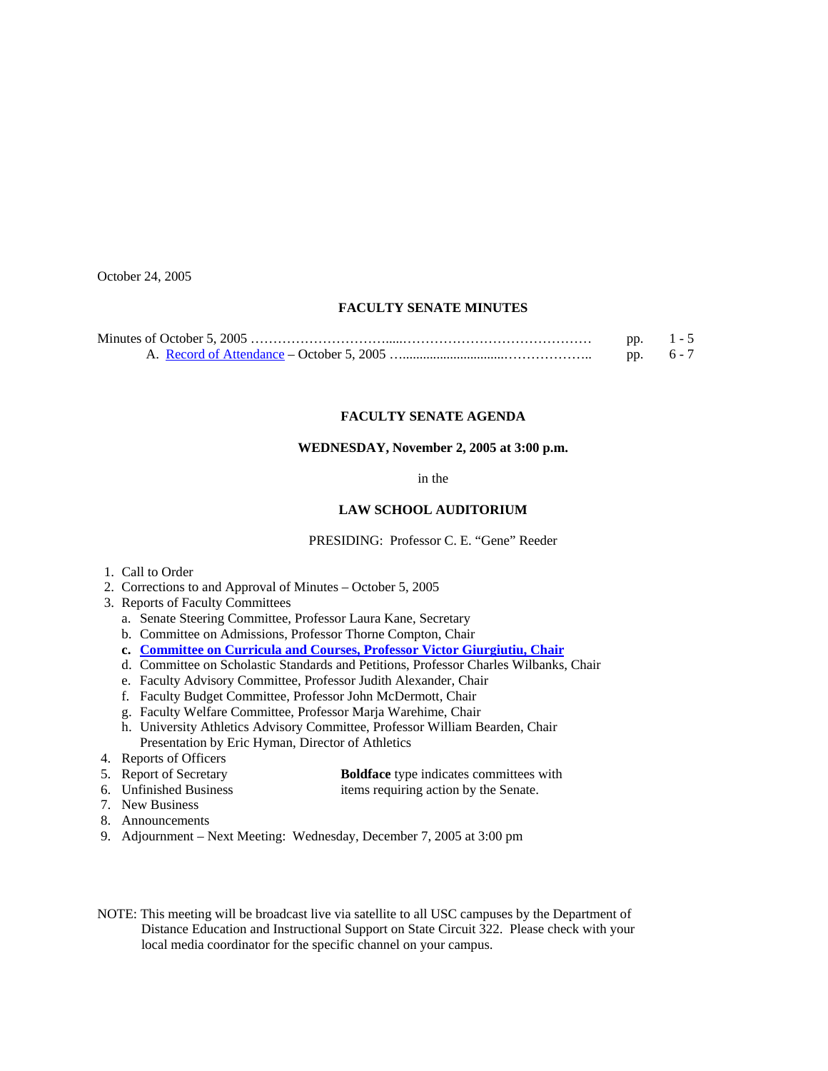October 24, 2005

## FACULTY SENATE MINUTES

Minutes of October 5, 2005 …………………………....…………………………………… pp. 1 - 5
A. Record of Attendance – October 5, 2005 …..............................……………….. pp. 6 - 7

## FACULTY SENATE AGENDA

**WEDNESDAY, November 2, 2005 at 3:00 p.m.**

in the

**LAW SCHOOL AUDITORIUM**

PRESIDING: Professor C. E. "Gene" Reeder

1. Call to Order
2. Corrections to and Approval of Minutes – October 5, 2005
3. Reports of Faculty Committees
   a. Senate Steering Committee, Professor Laura Kane, Secretary
   b. Committee on Admissions, Professor Thorne Compton, Chair
   **c. Committee on Curricula and Courses, Professor Victor Giurgiutiu, Chair**
   d. Committee on Scholastic Standards and Petitions, Professor Charles Wilbanks, Chair
   e. Faculty Advisory Committee, Professor Judith Alexander, Chair
   f. Faculty Budget Committee, Professor John McDermott, Chair
   g. Faculty Welfare Committee, Professor Marja Warehime, Chair
   h. University Athletics Advisory Committee, Professor William Bearden, Chair
      Presentation by Eric Hyman, Director of Athletics
4. Reports of Officers
5. Report of Secretary
6. Unfinished Business
7. New Business
8. Announcements
9. Adjournment – Next Meeting: Wednesday, December 7, 2005 at 3:00 pm

**Boldface** type indicates committees with items requiring action by the Senate.

NOTE: This meeting will be broadcast live via satellite to all USC campuses by the Department of Distance Education and Instructional Support on State Circuit 322. Please check with your local media coordinator for the specific channel on your campus.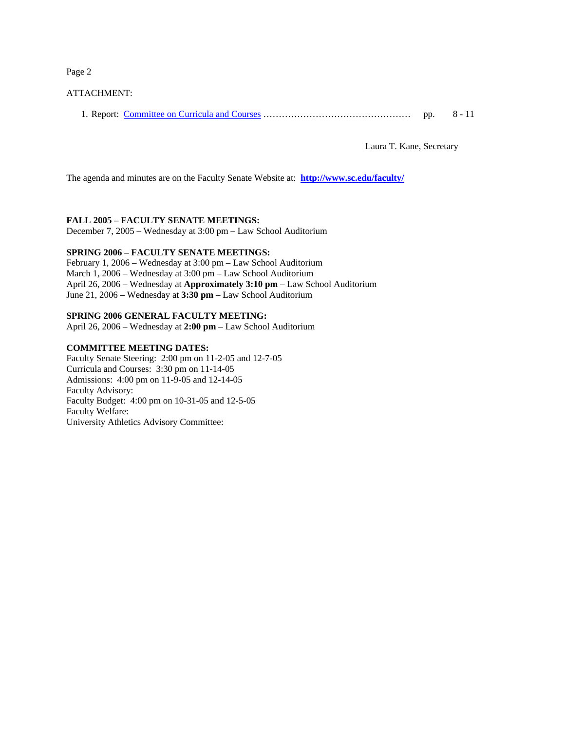ATTACHMENT:

1. Report: Committee on Curricula and Courses ………………………………………… pp. 8 - 11

Laura T. Kane, Secretary

The agenda and minutes are on the Faculty Senate Website at: **http://www.sc.edu/faculty/**

**FALL 2005 – FACULTY SENATE MEETINGS:**
December 7, 2005 – Wednesday at 3:00 pm – Law School Auditorium

**SPRING 2006 – FACULTY SENATE MEETINGS:**
February 1, 2006 – Wednesday at 3:00 pm – Law School Auditorium
March 1, 2006 – Wednesday at 3:00 pm – Law School Auditorium
April 26, 2006 – Wednesday at **Approximately 3:10 pm** – Law School Auditorium
June 21, 2006 – Wednesday at **3:30 pm** – Law School Auditorium

**SPRING 2006 GENERAL FACULTY MEETING:**
April 26, 2006 – Wednesday at **2:00 pm** – Law School Auditorium

**COMMITTEE MEETING DATES:**
Faculty Senate Steering: 2:00 pm on 11-2-05 and 12-7-05
Curricula and Courses: 3:30 pm on 11-14-05
Admissions: 4:00 pm on 11-9-05 and 12-14-05
Faculty Advisory:
Faculty Budget: 4:00 pm on 10-31-05 and 12-5-05
Faculty Welfare:
University Athletics Advisory Committee: